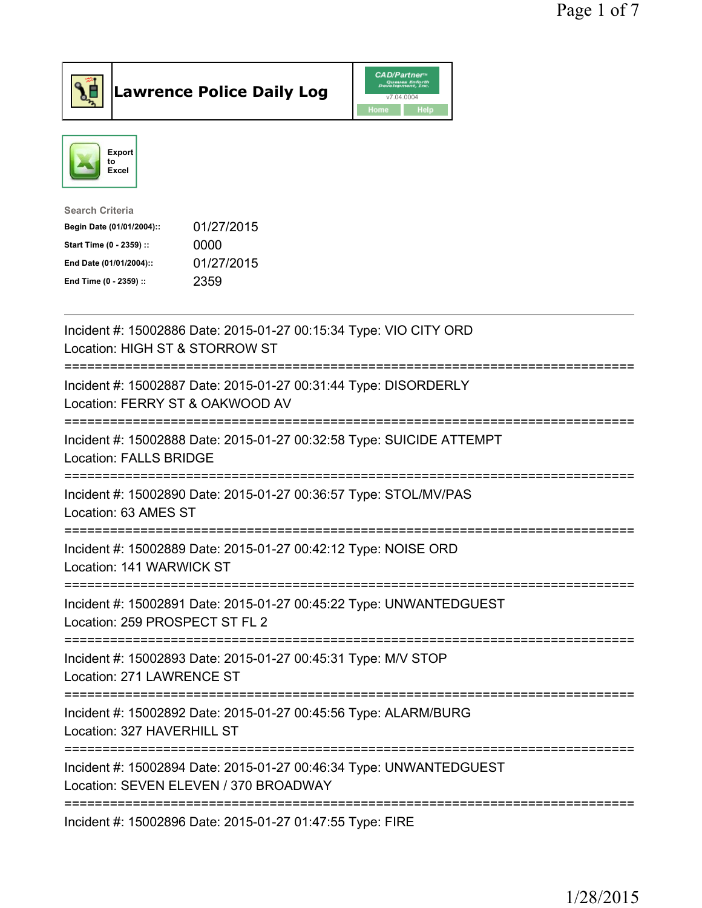# Lawrence Police Daily Log

Export to Excel

**Search Criteria**

| | |
|---|---|
| Begin Date (01/01/2004):: | 01/27/2015 |
| Start Time (0 - 2359) :: | 0000 |
| End Date (01/01/2004):: | 01/27/2015 |
| End Time (0 - 2359) :: | 2359 |

---

Incident #: 15002886 Date: 2015-01-27 00:15:34 Type: VIO CITY ORD
Location: HIGH ST & STORROW ST

===========================================================================

Incident #: 15002887 Date: 2015-01-27 00:31:44 Type: DISORDERLY
Location: FERRY ST & OAKWOOD AV

===========================================================================

Incident #: 15002888 Date: 2015-01-27 00:32:58 Type: SUICIDE ATTEMPT
Location: FALLS BRIDGE

===========================================================================

Incident #: 15002890 Date: 2015-01-27 00:36:57 Type: STOL/MV/PAS
Location: 63 AMES ST

===========================================================================

Incident #: 15002889 Date: 2015-01-27 00:42:12 Type: NOISE ORD
Location: 141 WARWICK ST

===========================================================================

Incident #: 15002891 Date: 2015-01-27 00:45:22 Type: UNWANTEDGUEST
Location: 259 PROSPECT ST FL 2

===========================================================================

Incident #: 15002893 Date: 2015-01-27 00:45:31 Type: M/V STOP
Location: 271 LAWRENCE ST

===========================================================================

Incident #: 15002892 Date: 2015-01-27 00:45:56 Type: ALARM/BURG
Location: 327 HAVERHILL ST

===========================================================================

Incident #: 15002894 Date: 2015-01-27 00:46:34 Type: UNWANTEDGUEST
Location: SEVEN ELEVEN / 370 BROADWAY

===========================================================================

Incident #: 15002896 Date: 2015-01-27 01:47:55 Type: FIRE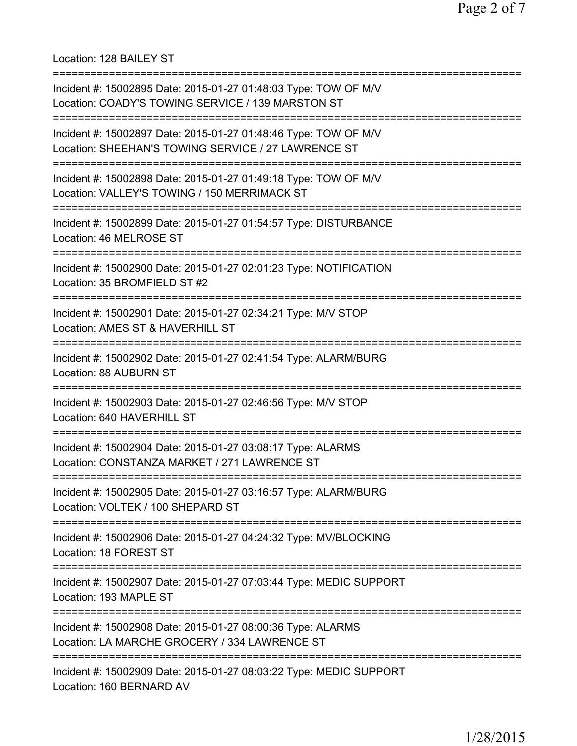Location: 128 BAILEY ST

===========================================================================

Incident #: 15002895 Date: 2015-01-27 01:48:03 Type: TOW OF M/V
Location: COADY'S TOWING SERVICE / 139 MARSTON ST

===========================================================================

Incident #: 15002897 Date: 2015-01-27 01:48:46 Type: TOW OF M/V
Location: SHEEHAN'S TOWING SERVICE / 27 LAWRENCE ST

===========================================================================

Incident #: 15002898 Date: 2015-01-27 01:49:18 Type: TOW OF M/V
Location: VALLEY'S TOWING / 150 MERRIMACK ST

===========================================================================

Incident #: 15002899 Date: 2015-01-27 01:54:57 Type: DISTURBANCE
Location: 46 MELROSE ST

===========================================================================

Incident #: 15002900 Date: 2015-01-27 02:01:23 Type: NOTIFICATION
Location: 35 BROMFIELD ST #2

===========================================================================

Incident #: 15002901 Date: 2015-01-27 02:34:21 Type: M/V STOP
Location: AMES ST & HAVERHILL ST

===========================================================================

Incident #: 15002902 Date: 2015-01-27 02:41:54 Type: ALARM/BURG
Location: 88 AUBURN ST

===========================================================================

Incident #: 15002903 Date: 2015-01-27 02:46:56 Type: M/V STOP
Location: 640 HAVERHILL ST

===========================================================================

Incident #: 15002904 Date: 2015-01-27 03:08:17 Type: ALARMS
Location: CONSTANZA MARKET / 271 LAWRENCE ST

===========================================================================

Incident #: 15002905 Date: 2015-01-27 03:16:57 Type: ALARM/BURG
Location: VOLTEK / 100 SHEPARD ST

===========================================================================

Incident #: 15002906 Date: 2015-01-27 04:24:32 Type: MV/BLOCKING
Location: 18 FOREST ST

===========================================================================

Incident #: 15002907 Date: 2015-01-27 07:03:44 Type: MEDIC SUPPORT
Location: 193 MAPLE ST

===========================================================================

Incident #: 15002908 Date: 2015-01-27 08:00:36 Type: ALARMS
Location: LA MARCHE GROCERY / 334 LAWRENCE ST

===========================================================================

Incident #: 15002909 Date: 2015-01-27 08:03:22 Type: MEDIC SUPPORT
Location: 160 BERNARD AV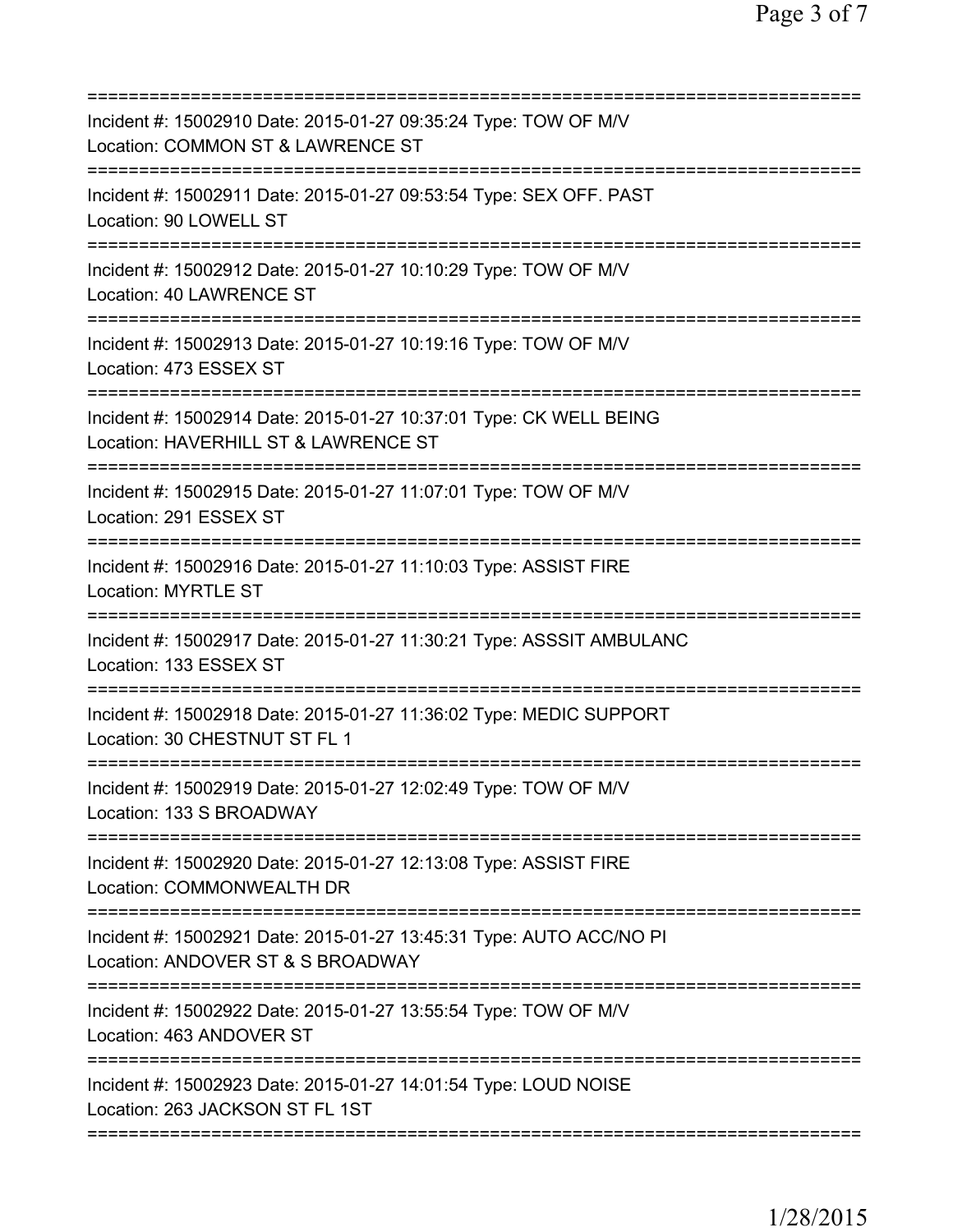===========================================================================
Incident #: 15002910 Date: 2015-01-27 09:35:24 Type: TOW OF M/V
Location: COMMON ST & LAWRENCE ST
===========================================================================
Incident #: 15002911 Date: 2015-01-27 09:53:54 Type: SEX OFF. PAST
Location: 90 LOWELL ST
===========================================================================
Incident #: 15002912 Date: 2015-01-27 10:10:29 Type: TOW OF M/V
Location: 40 LAWRENCE ST
===========================================================================
Incident #: 15002913 Date: 2015-01-27 10:19:16 Type: TOW OF M/V
Location: 473 ESSEX ST
===========================================================================
Incident #: 15002914 Date: 2015-01-27 10:37:01 Type: CK WELL BEING
Location: HAVERHILL ST & LAWRENCE ST
===========================================================================
Incident #: 15002915 Date: 2015-01-27 11:07:01 Type: TOW OF M/V
Location: 291 ESSEX ST
===========================================================================
Incident #: 15002916 Date: 2015-01-27 11:10:03 Type: ASSIST FIRE
Location: MYRTLE ST
===========================================================================
Incident #: 15002917 Date: 2015-01-27 11:30:21 Type: ASSSIT AMBULANC
Location: 133 ESSEX ST
===========================================================================
Incident #: 15002918 Date: 2015-01-27 11:36:02 Type: MEDIC SUPPORT
Location: 30 CHESTNUT ST FL 1
===========================================================================
Incident #: 15002919 Date: 2015-01-27 12:02:49 Type: TOW OF M/V
Location: 133 S BROADWAY
===========================================================================
Incident #: 15002920 Date: 2015-01-27 12:13:08 Type: ASSIST FIRE
Location: COMMONWEALTH DR
===========================================================================
Incident #: 15002921 Date: 2015-01-27 13:45:31 Type: AUTO ACC/NO PI
Location: ANDOVER ST & S BROADWAY
===========================================================================
Incident #: 15002922 Date: 2015-01-27 13:55:54 Type: TOW OF M/V
Location: 463 ANDOVER ST
===========================================================================
Incident #: 15002923 Date: 2015-01-27 14:01:54 Type: LOUD NOISE
Location: 263 JACKSON ST FL 1ST
===========================================================================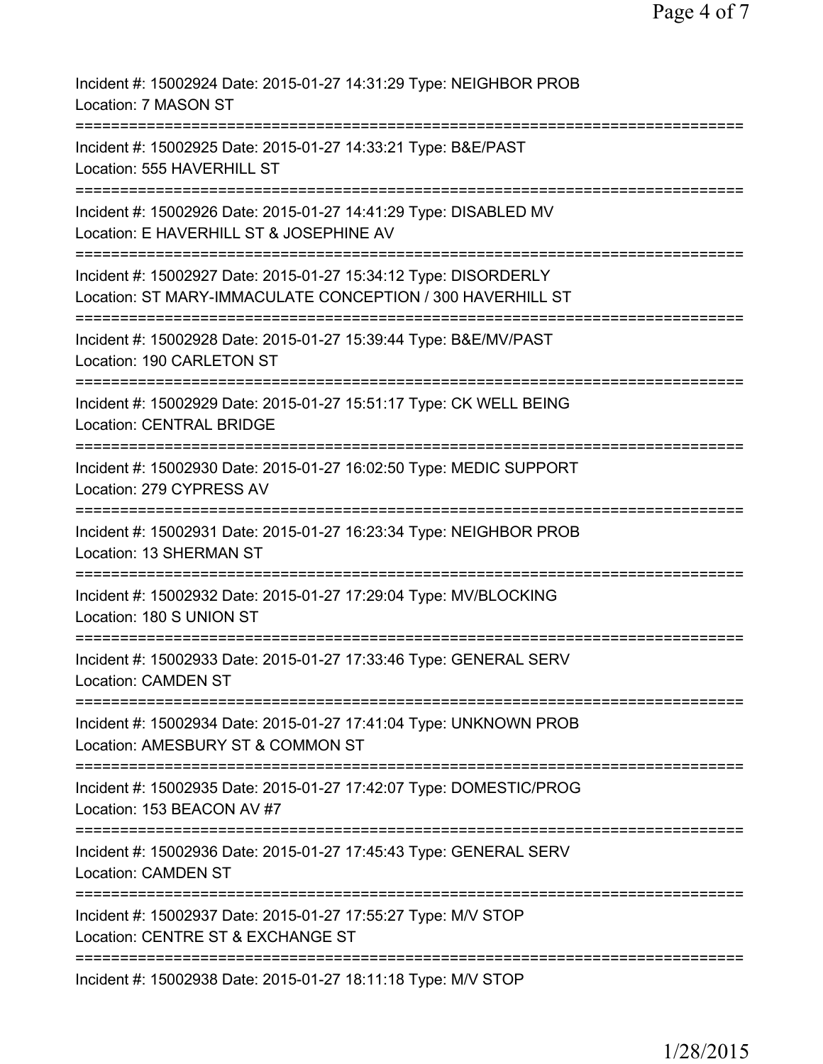Incident #: 15002924 Date: 2015-01-27 14:31:29 Type: NEIGHBOR PROB
Location: 7 MASON ST

===========================================================================

Incident #: 15002925 Date: 2015-01-27 14:33:21 Type: B&E/PAST
Location: 555 HAVERHILL ST

===========================================================================

Incident #: 15002926 Date: 2015-01-27 14:41:29 Type: DISABLED MV
Location: E HAVERHILL ST & JOSEPHINE AV

===========================================================================

Incident #: 15002927 Date: 2015-01-27 15:34:12 Type: DISORDERLY
Location: ST MARY-IMMACULATE CONCEPTION / 300 HAVERHILL ST

===========================================================================

Incident #: 15002928 Date: 2015-01-27 15:39:44 Type: B&E/MV/PAST
Location: 190 CARLETON ST

===========================================================================

Incident #: 15002929 Date: 2015-01-27 15:51:17 Type: CK WELL BEING
Location: CENTRAL BRIDGE

===========================================================================

Incident #: 15002930 Date: 2015-01-27 16:02:50 Type: MEDIC SUPPORT
Location: 279 CYPRESS AV

===========================================================================

Incident #: 15002931 Date: 2015-01-27 16:23:34 Type: NEIGHBOR PROB
Location: 13 SHERMAN ST

===========================================================================

Incident #: 15002932 Date: 2015-01-27 17:29:04 Type: MV/BLOCKING
Location: 180 S UNION ST

===========================================================================

Incident #: 15002933 Date: 2015-01-27 17:33:46 Type: GENERAL SERV
Location: CAMDEN ST

===========================================================================

Incident #: 15002934 Date: 2015-01-27 17:41:04 Type: UNKNOWN PROB
Location: AMESBURY ST & COMMON ST

===========================================================================

Incident #: 15002935 Date: 2015-01-27 17:42:07 Type: DOMESTIC/PROG
Location: 153 BEACON AV #7

===========================================================================

Incident #: 15002936 Date: 2015-01-27 17:45:43 Type: GENERAL SERV
Location: CAMDEN ST

===========================================================================

Incident #: 15002937 Date: 2015-01-27 17:55:27 Type: M/V STOP
Location: CENTRE ST & EXCHANGE ST

===========================================================================

Incident #: 15002938 Date: 2015-01-27 18:11:18 Type: M/V STOP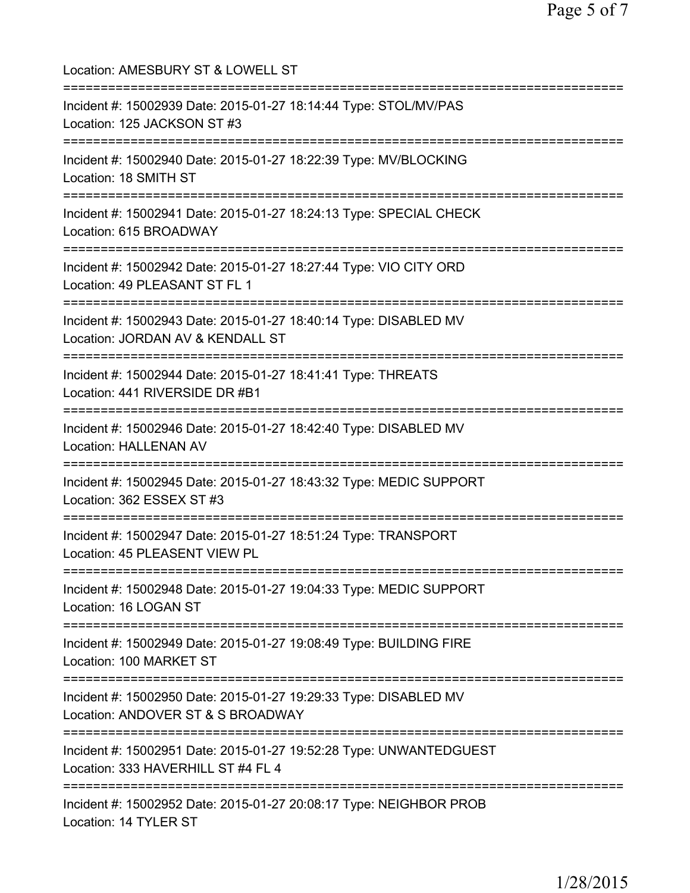Location: AMESBURY ST & LOWELL ST

===========================================================================

Incident #: 15002939 Date: 2015-01-27 18:14:44 Type: STOL/MV/PAS
Location: 125 JACKSON ST #3

===========================================================================

Incident #: 15002940 Date: 2015-01-27 18:22:39 Type: MV/BLOCKING
Location: 18 SMITH ST

===========================================================================

Incident #: 15002941 Date: 2015-01-27 18:24:13 Type: SPECIAL CHECK
Location: 615 BROADWAY

===========================================================================

Incident #: 15002942 Date: 2015-01-27 18:27:44 Type: VIO CITY ORD
Location: 49 PLEASANT ST FL 1

===========================================================================

Incident #: 15002943 Date: 2015-01-27 18:40:14 Type: DISABLED MV
Location: JORDAN AV & KENDALL ST

===========================================================================

Incident #: 15002944 Date: 2015-01-27 18:41:41 Type: THREATS
Location: 441 RIVERSIDE DR #B1

===========================================================================

Incident #: 15002946 Date: 2015-01-27 18:42:40 Type: DISABLED MV
Location: HALLENAN AV

===========================================================================

Incident #: 15002945 Date: 2015-01-27 18:43:32 Type: MEDIC SUPPORT
Location: 362 ESSEX ST #3

===========================================================================

Incident #: 15002947 Date: 2015-01-27 18:51:24 Type: TRANSPORT
Location: 45 PLEASENT VIEW PL

===========================================================================

Incident #: 15002948 Date: 2015-01-27 19:04:33 Type: MEDIC SUPPORT
Location: 16 LOGAN ST

===========================================================================

Incident #: 15002949 Date: 2015-01-27 19:08:49 Type: BUILDING FIRE
Location: 100 MARKET ST

===========================================================================

Incident #: 15002950 Date: 2015-01-27 19:29:33 Type: DISABLED MV
Location: ANDOVER ST & S BROADWAY

===========================================================================

Incident #: 15002951 Date: 2015-01-27 19:52:28 Type: UNWANTEDGUEST
Location: 333 HAVERHILL ST #4 FL 4

===========================================================================

Incident #: 15002952 Date: 2015-01-27 20:08:17 Type: NEIGHBOR PROB
Location: 14 TYLER ST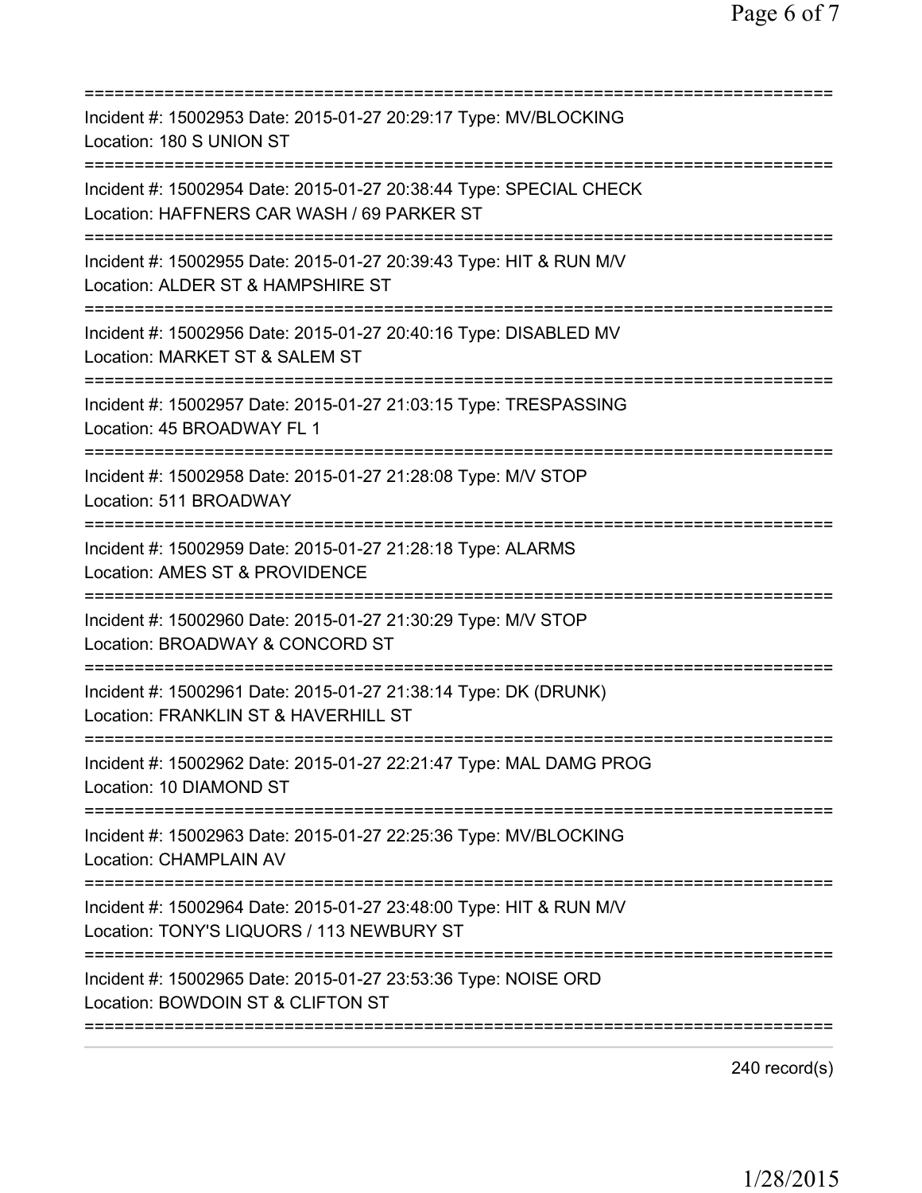===========================================================================
Incident #: 15002953 Date: 2015-01-27 20:29:17 Type: MV/BLOCKING
Location: 180 S UNION ST
===========================================================================
Incident #: 15002954 Date: 2015-01-27 20:38:44 Type: SPECIAL CHECK
Location: HAFFNERS CAR WASH / 69 PARKER ST
===========================================================================
Incident #: 15002955 Date: 2015-01-27 20:39:43 Type: HIT & RUN M/V
Location: ALDER ST & HAMPSHIRE ST
===========================================================================
Incident #: 15002956 Date: 2015-01-27 20:40:16 Type: DISABLED MV
Location: MARKET ST & SALEM ST
===========================================================================
Incident #: 15002957 Date: 2015-01-27 21:03:15 Type: TRESPASSING
Location: 45 BROADWAY FL 1
===========================================================================
Incident #: 15002958 Date: 2015-01-27 21:28:08 Type: M/V STOP
Location: 511 BROADWAY
===========================================================================
Incident #: 15002959 Date: 2015-01-27 21:28:18 Type: ALARMS
Location: AMES ST & PROVIDENCE
===========================================================================
Incident #: 15002960 Date: 2015-01-27 21:30:29 Type: M/V STOP
Location: BROADWAY & CONCORD ST
===========================================================================
Incident #: 15002961 Date: 2015-01-27 21:38:14 Type: DK (DRUNK)
Location: FRANKLIN ST & HAVERHILL ST
===========================================================================
Incident #: 15002962 Date: 2015-01-27 22:21:47 Type: MAL DAMG PROG
Location: 10 DIAMOND ST
===========================================================================
Incident #: 15002963 Date: 2015-01-27 22:25:36 Type: MV/BLOCKING
Location: CHAMPLAIN AV
===========================================================================
Incident #: 15002964 Date: 2015-01-27 23:48:00 Type: HIT & RUN M/V
Location: TONY'S LIQUORS / 113 NEWBURY ST
===========================================================================
Incident #: 15002965 Date: 2015-01-27 23:53:36 Type: NOISE ORD
Location: BOWDOIN ST & CLIFTON ST
===========================================================================

240 record(s)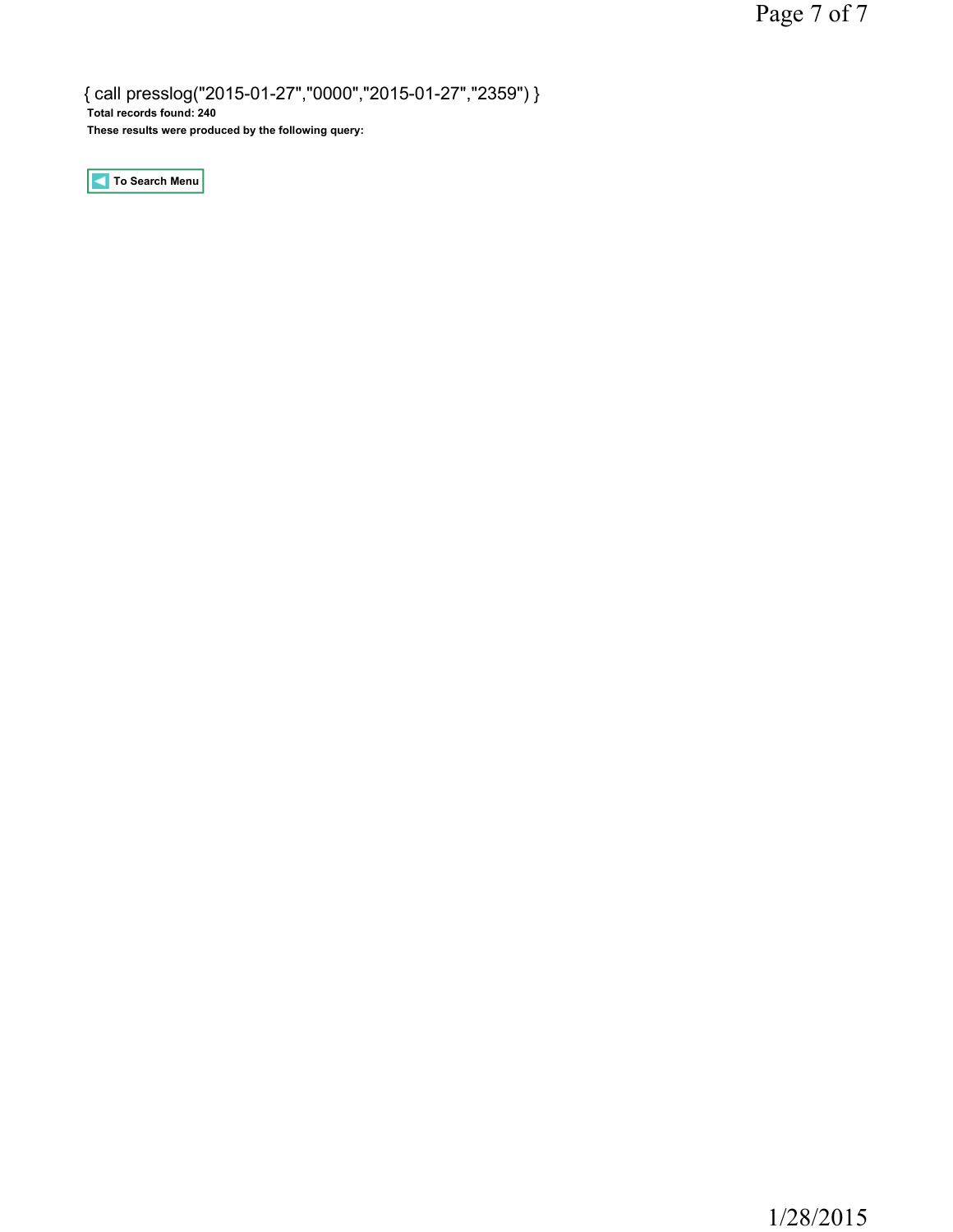{ call presslog("2015-01-27","0000","2015-01-27","2359") }

**Total records found: 240**

**These results were produced by the following query:**

**To Search Menu**